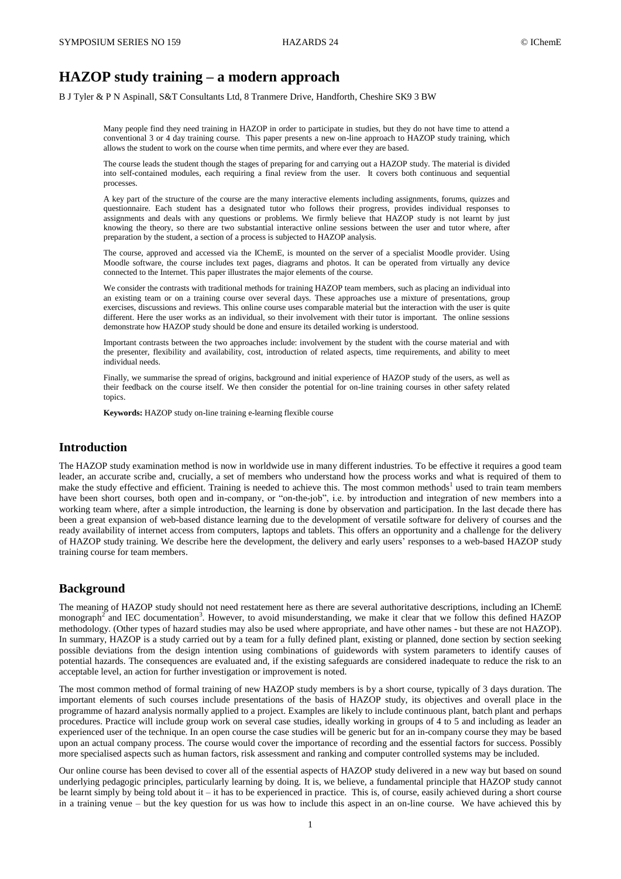# HAZOP study training – a modern approach

B J Tyler & P N Aspinall, S&T Consultants Ltd, 8 Tranmere Drive, Handforth, Cheshire SK9 3 BW

Many people find they need training in HAZOP in order to participate in studies, but they do not have time to attend a conventional 3 or 4 day training course. This paper presents a new on-line approach to HAZOP study training, which allows the student to work on the course when time permits, and where ever they are based.

The course leads the student though the stages of preparing for and carrying out a HAZOP study. The material is divided into self-contained modules, each requiring a final review from the user. It covers both continuous and sequential processes.

A key part of the structure of the course are the many interactive elements including assignments, forums, quizzes and questionnaire. Each student has a designated tutor who follows their progress, provides individual responses to assignments and deals with any questions or problems. We firmly believe that HAZOP study is not learnt by just knowing the theory, so there are two substantial interactive online sessions between the user and tutor where, after preparation by the student, a section of a process is subjected to HAZOP analysis.

The course, approved and accessed via the IChemE, is mounted on the server of a specialist Moodle provider. Using Moodle software, the course includes text pages, diagrams and photos. It can be operated from virtually any device connected to the Internet. This paper illustrates the major elements of the course.

We consider the contrasts with traditional methods for training HAZOP team members, such as placing an individual into an existing team or on a training course over several days. These approaches use a mixture of presentations, group exercises, discussions and reviews. This online course uses comparable material but the interaction with the user is quite different. Here the user works as an individual, so their involvement with their tutor is important. The online sessions demonstrate how HAZOP study should be done and ensure its detailed working is understood.

Important contrasts between the two approaches include: involvement by the student with the course material and with the presenter, flexibility and availability, cost, introduction of related aspects, time requirements, and ability to meet individual needs.

Finally, we summarise the spread of origins, background and initial experience of HAZOP study of the users, as well as their feedback on the course itself. We then consider the potential for on-line training courses in other safety related topics.

**Keywords:** HAZOP study on-line training e-learning flexible course

## Introduction

The HAZOP study examination method is now in worldwide use in many different industries. To be effective it requires a good team leader, an accurate scribe and, crucially, a set of members who understand how the process works and what is required of them to make the study effective and efficient. Training is needed to achieve this. The most common methods[1] used to train team members have been short courses, both open and in-company, or "on-the-job", i.e. by introduction and integration of new members into a working team where, after a simple introduction, the learning is done by observation and participation. In the last decade there has been a great expansion of web-based distance learning due to the development of versatile software for delivery of courses and the ready availability of internet access from computers, laptops and tablets. This offers an opportunity and a challenge for the delivery of HAZOP study training. We describe here the development, the delivery and early users' responses to a web-based HAZOP study training course for team members.

## Background

The meaning of HAZOP study should not need restatement here as there are several authoritative descriptions, including an IChemE monograph[2] and IEC documentation[3]. However, to avoid misunderstanding, we make it clear that we follow this defined HAZOP methodology. (Other types of hazard studies may also be used where appropriate, and have other names - but these are not HAZOP). In summary, HAZOP is a study carried out by a team for a fully defined plant, existing or planned, done section by section seeking possible deviations from the design intention using combinations of guidewords with system parameters to identify causes of potential hazards. The consequences are evaluated and, if the existing safeguards are considered inadequate to reduce the risk to an acceptable level, an action for further investigation or improvement is noted.

The most common method of formal training of new HAZOP study members is by a short course, typically of 3 days duration. The important elements of such courses include presentations of the basis of HAZOP study, its objectives and overall place in the programme of hazard analysis normally applied to a project. Examples are likely to include continuous plant, batch plant and perhaps procedures. Practice will include group work on several case studies, ideally working in groups of 4 to 5 and including as leader an experienced user of the technique. In an open course the case studies will be generic but for an in-company course they may be based upon an actual company process. The course would cover the importance of recording and the essential factors for success. Possibly more specialised aspects such as human factors, risk assessment and ranking and computer controlled systems may be included.

Our online course has been devised to cover all of the essential aspects of HAZOP study delivered in a new way but based on sound underlying pedagogic principles, particularly learning by doing. It is, we believe, a fundamental principle that HAZOP study cannot be learnt simply by being told about it – it has to be experienced in practice. This is, of course, easily achieved during a short course in a training venue – but the key question for us was how to include this aspect in an on-line course. We have achieved this by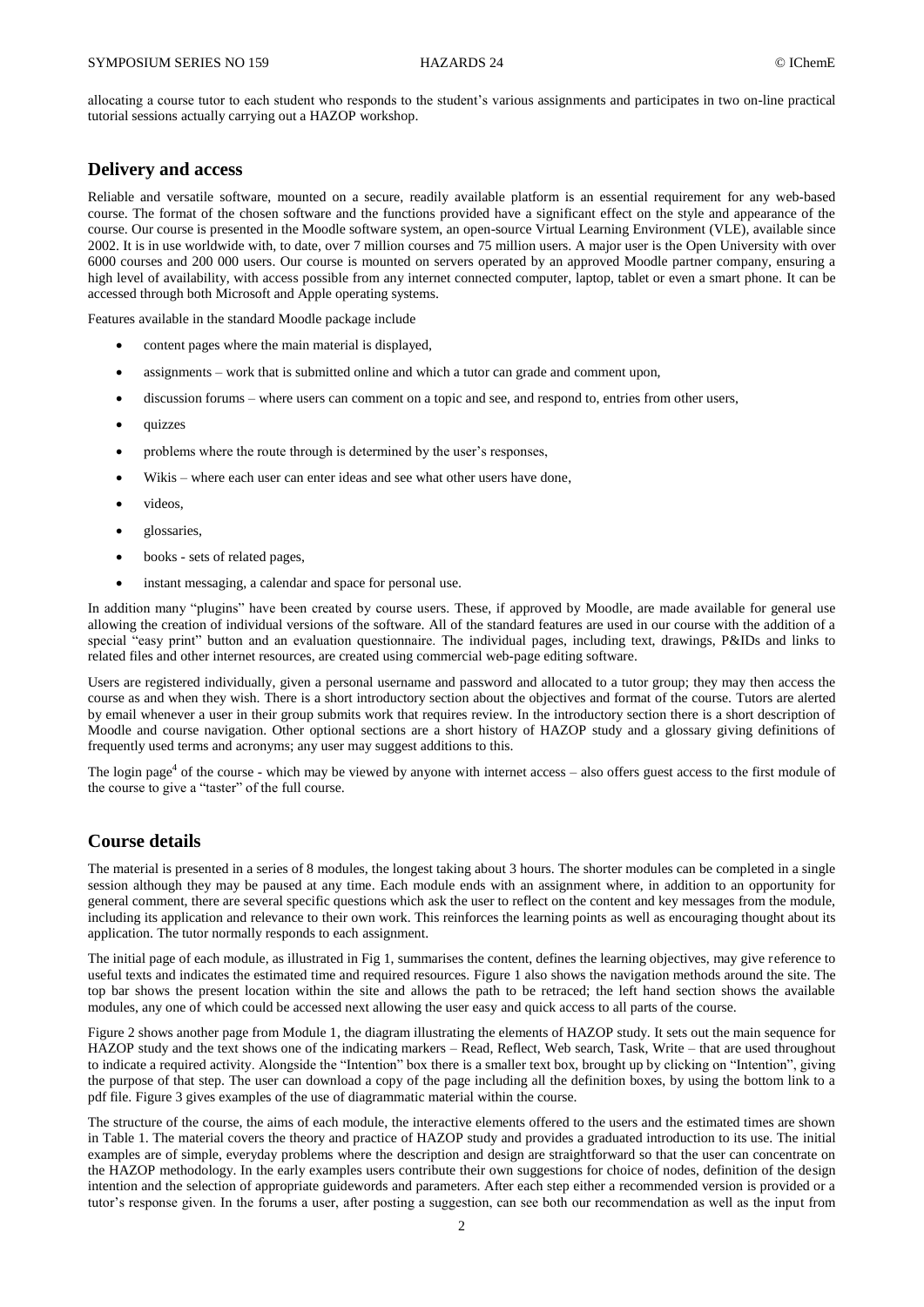allocating a course tutor to each student who responds to the student's various assignments and participates in two on-line practical tutorial sessions actually carrying out a HAZOP workshop.

## Delivery and access

Reliable and versatile software, mounted on a secure, readily available platform is an essential requirement for any web-based course. The format of the chosen software and the functions provided have a significant effect on the style and appearance of the course. Our course is presented in the Moodle software system, an open-source Virtual Learning Environment (VLE), available since 2002. It is in use worldwide with, to date, over 7 million courses and 75 million users. A major user is the Open University with over 6000 courses and 200 000 users. Our course is mounted on servers operated by an approved Moodle partner company, ensuring a high level of availability, with access possible from any internet connected computer, laptop, tablet or even a smart phone. It can be accessed through both Microsoft and Apple operating systems.

Features available in the standard Moodle package include

- content pages where the main material is displayed,
- assignments – work that is submitted online and which a tutor can grade and comment upon,
- discussion forums – where users can comment on a topic and see, and respond to, entries from other users,
- quizzes
- problems where the route through is determined by the user's responses,
- Wikis – where each user can enter ideas and see what other users have done,
- videos,
- glossaries,
- books - sets of related pages,
- instant messaging, a calendar and space for personal use.

In addition many "plugins" have been created by course users. These, if approved by Moodle, are made available for general use allowing the creation of individual versions of the software. All of the standard features are used in our course with the addition of a special "easy print" button and an evaluation questionnaire. The individual pages, including text, drawings, P&IDs and links to related files and other internet resources, are created using commercial web-page editing software.

Users are registered individually, given a personal username and password and allocated to a tutor group; they may then access the course as and when they wish. There is a short introductory section about the objectives and format of the course. Tutors are alerted by email whenever a user in their group submits work that requires review. In the introductory section there is a short description of Moodle and course navigation. Other optional sections are a short history of HAZOP study and a glossary giving definitions of frequently used terms and acronyms; any user may suggest additions to this.

The login page[4] of the course - which may be viewed by anyone with internet access – also offers guest access to the first module of the course to give a "taster" of the full course.

## Course details

The material is presented in a series of 8 modules, the longest taking about 3 hours. The shorter modules can be completed in a single session although they may be paused at any time. Each module ends with an assignment where, in addition to an opportunity for general comment, there are several specific questions which ask the user to reflect on the content and key messages from the module, including its application and relevance to their own work. This reinforces the learning points as well as encouraging thought about its application. The tutor normally responds to each assignment.

The initial page of each module, as illustrated in Fig 1, summarises the content, defines the learning objectives, may give reference to useful texts and indicates the estimated time and required resources. Figure 1 also shows the navigation methods around the site. The top bar shows the present location within the site and allows the path to be retraced; the left hand section shows the available modules, any one of which could be accessed next allowing the user easy and quick access to all parts of the course.

Figure 2 shows another page from Module 1, the diagram illustrating the elements of HAZOP study. It sets out the main sequence for HAZOP study and the text shows one of the indicating markers – Read, Reflect, Web search, Task, Write – that are used throughout to indicate a required activity. Alongside the "Intention" box there is a smaller text box, brought up by clicking on "Intention", giving the purpose of that step. The user can download a copy of the page including all the definition boxes, by using the bottom link to a pdf file. Figure 3 gives examples of the use of diagrammatic material within the course.

The structure of the course, the aims of each module, the interactive elements offered to the users and the estimated times are shown in Table 1. The material covers the theory and practice of HAZOP study and provides a graduated introduction to its use. The initial examples are of simple, everyday problems where the description and design are straightforward so that the user can concentrate on the HAZOP methodology. In the early examples users contribute their own suggestions for choice of nodes, definition of the design intention and the selection of appropriate guidewords and parameters. After each step either a recommended version is provided or a tutor's response given. In the forums a user, after posting a suggestion, can see both our recommendation as well as the input from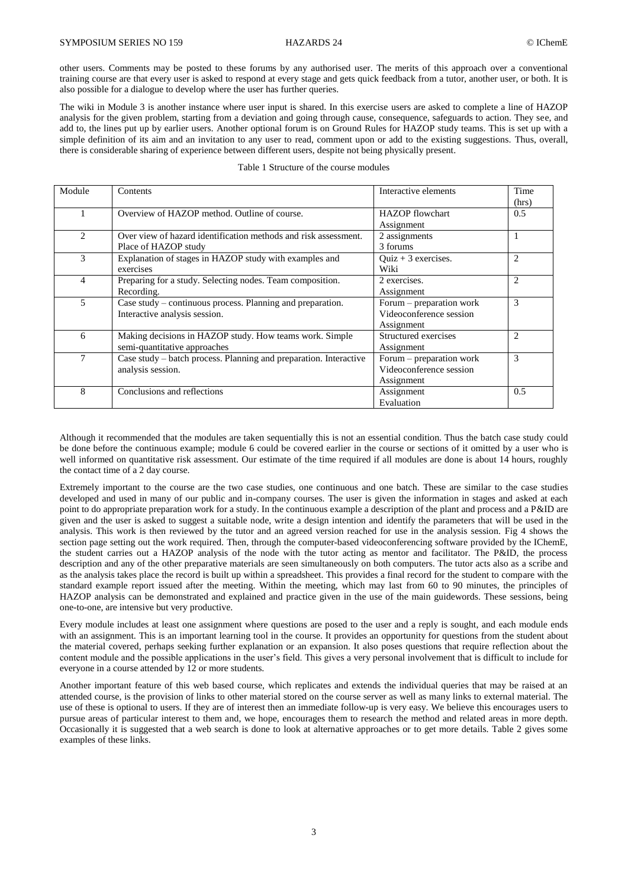other users. Comments may be posted to these forums by any authorised user. The merits of this approach over a conventional training course are that every user is asked to respond at every stage and gets quick feedback from a tutor, another user, or both. It is also possible for a dialogue to develop where the user has further queries.

The wiki in Module 3 is another instance where user input is shared. In this exercise users are asked to complete a line of HAZOP analysis for the given problem, starting from a deviation and going through cause, consequence, safeguards to action. They see, and add to, the lines put up by earlier users. Another optional forum is on Ground Rules for HAZOP study teams. This is set up with a simple definition of its aim and an invitation to any user to read, comment upon or add to the existing suggestions. Thus, overall, there is considerable sharing of experience between different users, despite not being physically present.

Table 1 Structure of the course modules

| Module | Contents | Interactive elements | Time (hrs) |
|---|---|---|---|
| 1 | Overview of HAZOP method. Outline of course. | HAZOP flowchart<br>Assignment | 0.5 |
| 2 | Over view of hazard identification methods and risk assessment. Place of HAZOP study | 2 assignments<br>3 forums | 1 |
| 3 | Explanation of stages in HAZOP study with examples and exercises | Quiz + 3 exercises.<br>Wiki | 2 |
| 4 | Preparing for a study. Selecting nodes. Team composition. Recording. | 2 exercises.<br>Assignment | 2 |
| 5 | Case study – continuous process. Planning and preparation. Interactive analysis session. | Forum – preparation work<br>Videoconference session<br>Assignment | 3 |
| 6 | Making decisions in HAZOP study. How teams work. Simple semi-quantitative approaches | Structured exercises<br>Assignment | 2 |
| 7 | Case study – batch process. Planning and preparation. Interactive analysis session. | Forum – preparation work<br>Videoconference session<br>Assignment | 3 |
| 8 | Conclusions and reflections | Assignment<br>Evaluation | 0.5 |

Although it recommended that the modules are taken sequentially this is not an essential condition. Thus the batch case study could be done before the continuous example; module 6 could be covered earlier in the course or sections of it omitted by a user who is well informed on quantitative risk assessment. Our estimate of the time required if all modules are done is about 14 hours, roughly the contact time of a 2 day course.

Extremely important to the course are the two case studies, one continuous and one batch. These are similar to the case studies developed and used in many of our public and in-company courses. The user is given the information in stages and asked at each point to do appropriate preparation work for a study. In the continuous example a description of the plant and process and a P&ID are given and the user is asked to suggest a suitable node, write a design intention and identify the parameters that will be used in the analysis. This work is then reviewed by the tutor and an agreed version reached for use in the analysis session. Fig 4 shows the section page setting out the work required. Then, through the computer-based videoconferencing software provided by the IChemE, the student carries out a HAZOP analysis of the node with the tutor acting as mentor and facilitator. The P&ID, the process description and any of the other preparative materials are seen simultaneously on both computers. The tutor acts also as a scribe and as the analysis takes place the record is built up within a spreadsheet. This provides a final record for the student to compare with the standard example report issued after the meeting. Within the meeting, which may last from 60 to 90 minutes, the principles of HAZOP analysis can be demonstrated and explained and practice given in the use of the main guidewords. These sessions, being one-to-one, are intensive but very productive.

Every module includes at least one assignment where questions are posed to the user and a reply is sought, and each module ends with an assignment. This is an important learning tool in the course. It provides an opportunity for questions from the student about the material covered, perhaps seeking further explanation or an expansion. It also poses questions that require reflection about the content module and the possible applications in the user's field. This gives a very personal involvement that is difficult to include for everyone in a course attended by 12 or more students.

Another important feature of this web based course, which replicates and extends the individual queries that may be raised at an attended course, is the provision of links to other material stored on the course server as well as many links to external material. The use of these is optional to users. If they are of interest then an immediate follow-up is very easy. We believe this encourages users to pursue areas of particular interest to them and, we hope, encourages them to research the method and related areas in more depth. Occasionally it is suggested that a web search is done to look at alternative approaches or to get more details. Table 2 gives some examples of these links.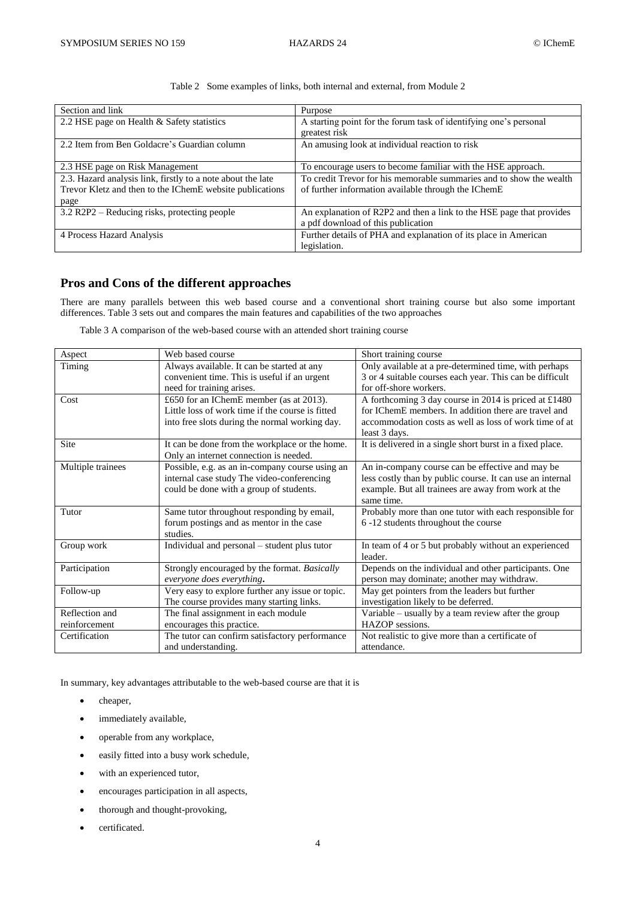Table 2 Some examples of links, both internal and external, from Module 2

| Section and link | Purpose |
|---|---|
| 2.2 HSE page on Health & Safety statistics | A starting point for the forum task of identifying one's personal greatest risk |
| 2.2 Item from Ben Goldacre's Guardian column | An amusing look at individual reaction to risk |
| 2.3 HSE page on Risk Management | To encourage users to become familiar with the HSE approach. |
| 2.3. Hazard analysis link, firstly to a note about the late Trevor Kletz and then to the IChemE website publications page | To credit Trevor for his memorable summaries and to show the wealth of further information available through the IChemE |
| 3.2 R2P2 – Reducing risks, protecting people | An explanation of R2P2 and then a link to the HSE page that provides a pdf download of this publication |
| 4 Process Hazard Analysis | Further details of PHA and explanation of its place in American legislation. |

## Pros and Cons of the different approaches

There are many parallels between this web based course and a conventional short training course but also some important differences. Table 3 sets out and compares the main features and capabilities of the two approaches

Table 3 A comparison of the web-based course with an attended short training course

| Aspect | Web based course | Short training course |
|---|---|---|
| Timing | Always available. It can be started at any convenient time. This is useful if an urgent need for training arises. | Only available at a pre-determined time, with perhaps 3 or 4 suitable courses each year. This can be difficult for off-shore workers. |
| Cost | £650 for an IChemE member (as at 2013). Little loss of work time if the course is fitted into free slots during the normal working day. | A forthcoming 3 day course in 2014 is priced at £1480 for IChemE members. In addition there are travel and accommodation costs as well as loss of work time of at least 3 days. |
| Site | It can be done from the workplace or the home. Only an internet connection is needed. | It is delivered in a single short burst in a fixed place. |
| Multiple trainees | Possible, e.g. as an in-company course using an internal case study The video-conferencing could be done with a group of students. | An in-company course can be effective and may be less costly than by public course. It can use an internal example. But all trainees are away from work at the same time. |
| Tutor | Same tutor throughout responding by email, forum postings and as mentor in the case studies. | Probably more than one tutor with each responsible for 6 -12 students throughout the course |
| Group work | Individual and personal – student plus tutor | In team of 4 or 5 but probably without an experienced leader. |
| Participation | Strongly encouraged by the format. *Basically everyone does everything***.** | Depends on the individual and other participants. One person may dominate; another may withdraw. |
| Follow-up | Very easy to explore further any issue or topic. The course provides many starting links. | May get pointers from the leaders but further investigation likely to be deferred. |
| Reflection and reinforcement | The final assignment in each module encourages this practice. | Variable – usually by a team review after the group HAZOP sessions. |
| Certification | The tutor can confirm satisfactory performance and understanding. | Not realistic to give more than a certificate of attendance. |

In summary, key advantages attributable to the web-based course are that it is

- cheaper,
- immediately available,
- operable from any workplace,
- easily fitted into a busy work schedule,
- with an experienced tutor,
- encourages participation in all aspects,
- thorough and thought-provoking,
- certificated.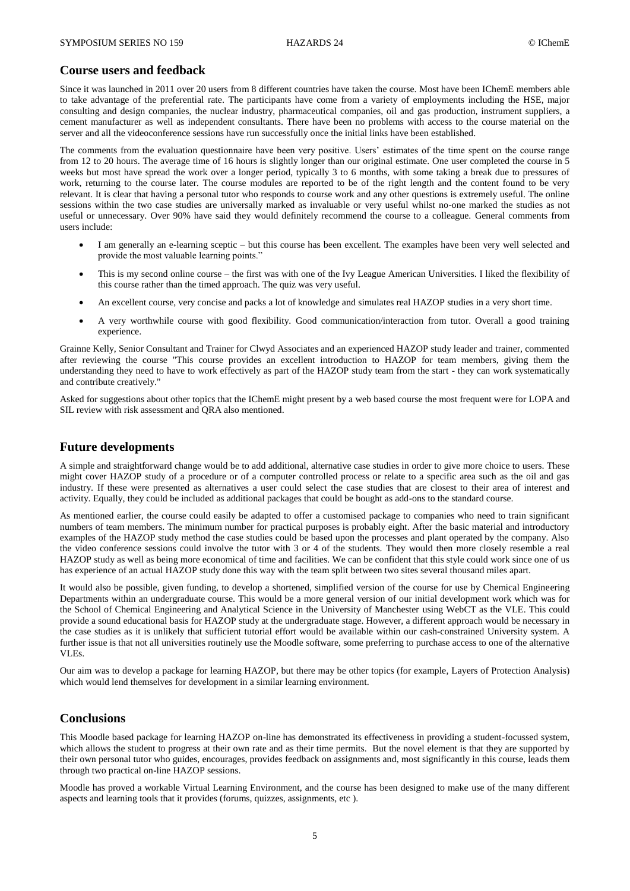## Course users and feedback

Since it was launched in 2011 over 20 users from 8 different countries have taken the course. Most have been IChemE members able to take advantage of the preferential rate. The participants have come from a variety of employments including the HSE, major consulting and design companies, the nuclear industry, pharmaceutical companies, oil and gas production, instrument suppliers, a cement manufacturer as well as independent consultants. There have been no problems with access to the course material on the server and all the videoconference sessions have run successfully once the initial links have been established.

The comments from the evaluation questionnaire have been very positive. Users' estimates of the time spent on the course range from 12 to 20 hours. The average time of 16 hours is slightly longer than our original estimate. One user completed the course in 5 weeks but most have spread the work over a longer period, typically 3 to 6 months, with some taking a break due to pressures of work, returning to the course later. The course modules are reported to be of the right length and the content found to be very relevant. It is clear that having a personal tutor who responds to course work and any other questions is extremely useful. The online sessions within the two case studies are universally marked as invaluable or very useful whilst no-one marked the studies as not useful or unnecessary. Over 90% have said they would definitely recommend the course to a colleague. General comments from users include:

- I am generally an e-learning sceptic – but this course has been excellent. The examples have been very well selected and provide the most valuable learning points."
- This is my second online course – the first was with one of the Ivy League American Universities. I liked the flexibility of this course rather than the timed approach. The quiz was very useful.
- An excellent course, very concise and packs a lot of knowledge and simulates real HAZOP studies in a very short time.
- A very worthwhile course with good flexibility. Good communication/interaction from tutor. Overall a good training experience.

Grainne Kelly, Senior Consultant and Trainer for Clwyd Associates and an experienced HAZOP study leader and trainer, commented after reviewing the course "This course provides an excellent introduction to HAZOP for team members, giving them the understanding they need to have to work effectively as part of the HAZOP study team from the start - they can work systematically and contribute creatively."

Asked for suggestions about other topics that the IChemE might present by a web based course the most frequent were for LOPA and SIL review with risk assessment and QRA also mentioned.

## Future developments

A simple and straightforward change would be to add additional, alternative case studies in order to give more choice to users. These might cover HAZOP study of a procedure or of a computer controlled process or relate to a specific area such as the oil and gas industry. If these were presented as alternatives a user could select the case studies that are closest to their area of interest and activity. Equally, they could be included as additional packages that could be bought as add-ons to the standard course.

As mentioned earlier, the course could easily be adapted to offer a customised package to companies who need to train significant numbers of team members. The minimum number for practical purposes is probably eight. After the basic material and introductory examples of the HAZOP study method the case studies could be based upon the processes and plant operated by the company. Also the video conference sessions could involve the tutor with 3 or 4 of the students. They would then more closely resemble a real HAZOP study as well as being more economical of time and facilities. We can be confident that this style could work since one of us has experience of an actual HAZOP study done this way with the team split between two sites several thousand miles apart.

It would also be possible, given funding, to develop a shortened, simplified version of the course for use by Chemical Engineering Departments within an undergraduate course. This would be a more general version of our initial development work which was for the School of Chemical Engineering and Analytical Science in the University of Manchester using WebCT as the VLE. This could provide a sound educational basis for HAZOP study at the undergraduate stage. However, a different approach would be necessary in the case studies as it is unlikely that sufficient tutorial effort would be available within our cash-constrained University system. A further issue is that not all universities routinely use the Moodle software, some preferring to purchase access to one of the alternative VLEs.

Our aim was to develop a package for learning HAZOP, but there may be other topics (for example, Layers of Protection Analysis) which would lend themselves for development in a similar learning environment.

## Conclusions

This Moodle based package for learning HAZOP on-line has demonstrated its effectiveness in providing a student-focussed system, which allows the student to progress at their own rate and as their time permits. But the novel element is that they are supported by their own personal tutor who guides, encourages, provides feedback on assignments and, most significantly in this course, leads them through two practical on-line HAZOP sessions.

Moodle has proved a workable Virtual Learning Environment, and the course has been designed to make use of the many different aspects and learning tools that it provides (forums, quizzes, assignments, etc ).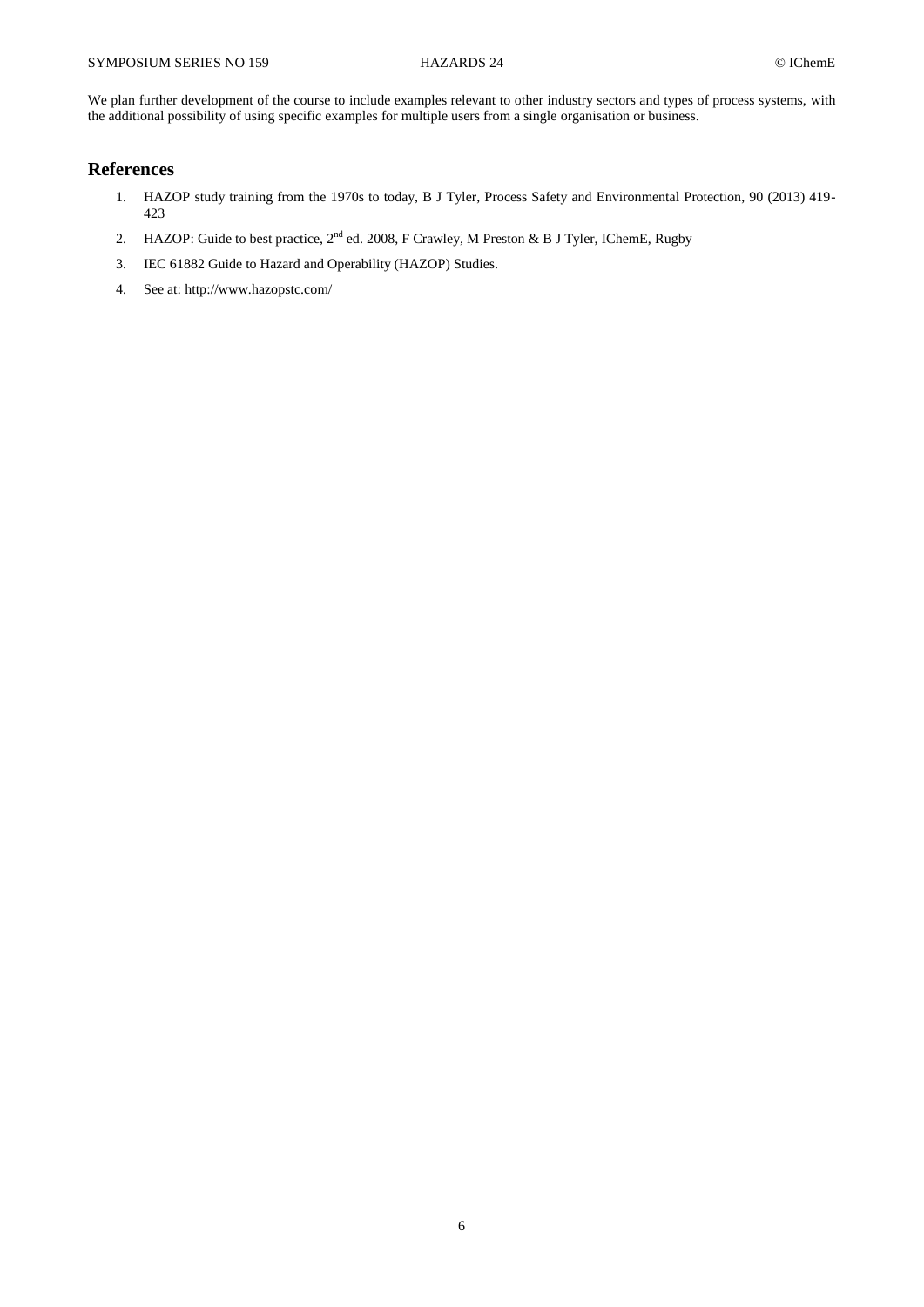We plan further development of the course to include examples relevant to other industry sectors and types of process systems, with the additional possibility of using specific examples for multiple users from a single organisation or business.

## References

1. HAZOP study training from the 1970s to today, B J Tyler, Process Safety and Environmental Protection, 90 (2013) 419-423
2. HAZOP: Guide to best practice, 2nd ed. 2008, F Crawley, M Preston & B J Tyler, IChemE, Rugby
3. IEC 61882 Guide to Hazard and Operability (HAZOP) Studies.
4. See at: http://www.hazopstc.com/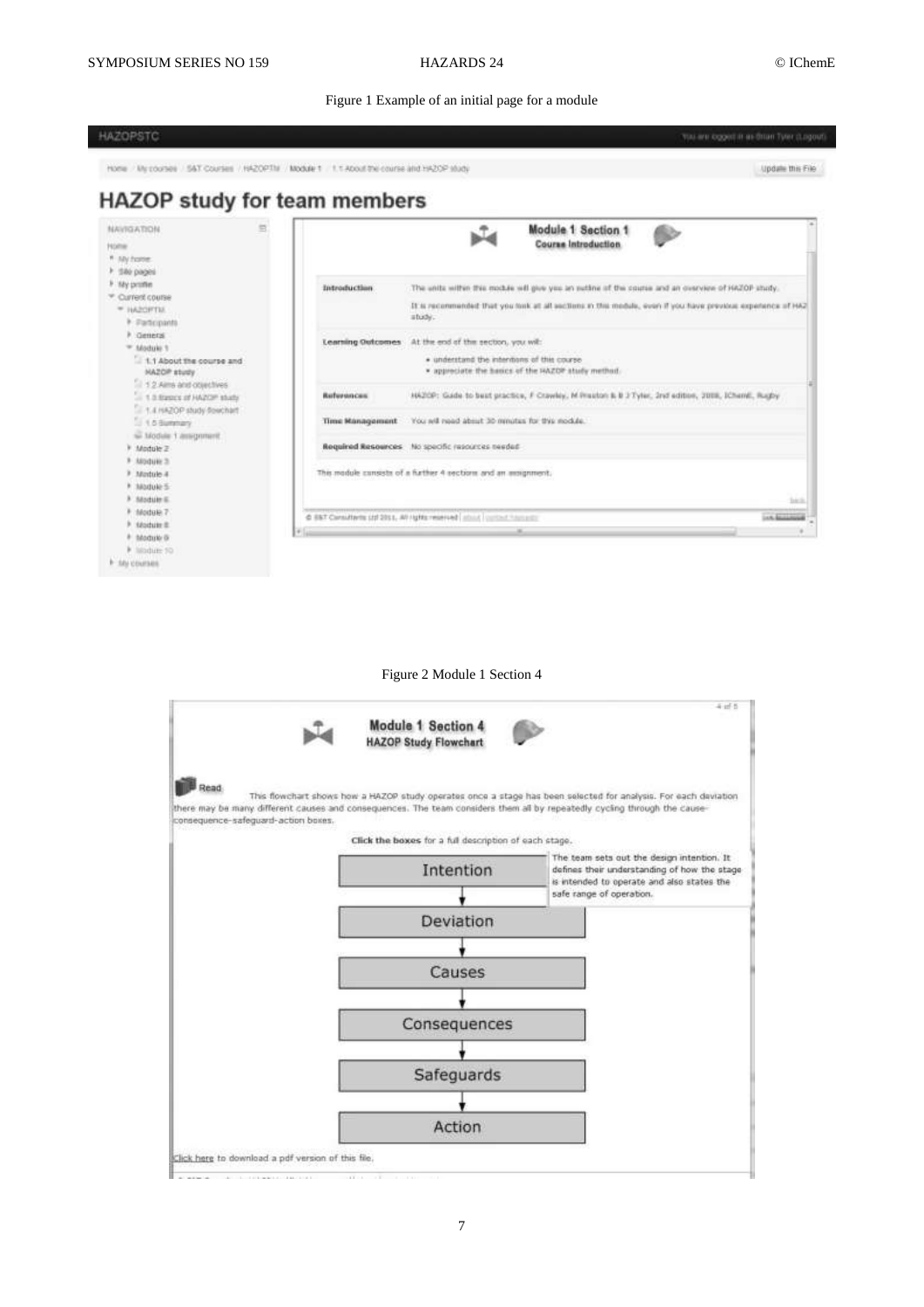Figure 1 Example of an initial page for a module

HAZOPSTC

Home / My courses / S&T Courses / HAZOPTM / Module 1 / 1.1 About the course and HAZOP study

## HAZOP study for team members

NAVIGATION

- Home
  - My home
  - Site pages
  - My profile
  - Current course
    - HAZOPTM
      - Participants
      - General
      - Module 1
        - 1.1 About the course and HAZOP study
        - 1.2 Aims and objectives
        - 1.3 Basics of HAZOP study
        - 1.4 HAZOP study flowchart
        - 1.5 Summary
        - Module 1 assignment
      - Module 2
      - Module 3
      - Module 4
      - Module 5
      - Module 6
      - Module 7
      - Module 8
      - Module 9
      - Module 10
  - My courses

**Module 1 Section 1**
**Course Introduction**

| | |
|---|---|
| **Introduction** | The units within this module will give you an outline of the course and an overview of HAZOP study. It is recommended that you look at all sections in this module, even if you have previous experience of HAZ study. |
| **Learning Outcomes** | At the end of this section, you will: • understand the intentions of this course • appreciate the basics of the HAZOP study method. |
| **References** | HAZOP: Guide to best practice, F Crawley, M Preston & B J Tyler, 2nd edition, 2008, IChemE, Rugby |
| **Time Management** | You will need about 30 minutes for this module. |
| **Required Resources** | No specific resources needed |

This module consists of a further 4 sections and an assignment.

© S&T Consultants Ltd 2011, All rights reserved

Figure 2 Module 1 Section 4

**Module 1 Section 4**
**HAZOP Study Flowchart**

Read

This flowchart shows how a HAZOP study operates once a stage has been selected for analysis. For each deviation there may be many different causes and consequences. The team considers them all by repeatedly cycling through the cause-consequence-safeguard-action boxes.

**Click the boxes** for a full description of each stage.

Intention → Deviation → Causes → Consequences → Safeguards → Action

The team sets out the design intention. It defines their understanding of how the stage is intended to operate and also states the safe range of operation.

Click here to download a pdf version of this file.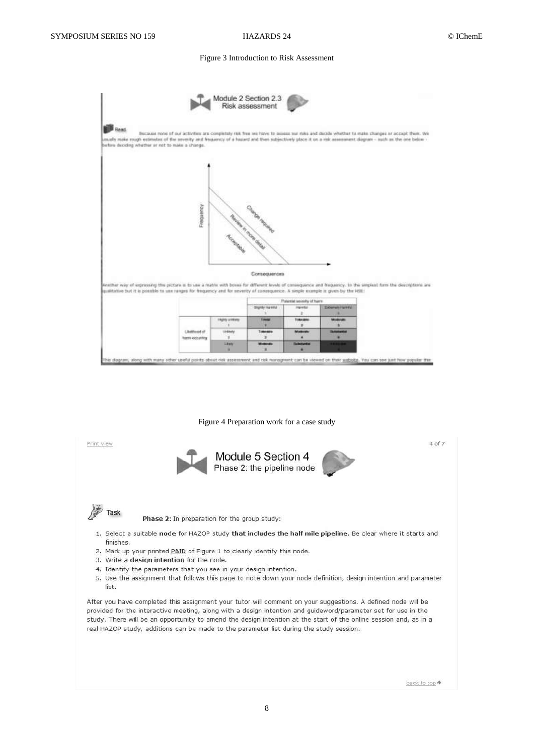Figure 3 Introduction to Risk Assessment

Module 2 Section 2.3
Risk assessment

Read

Because none of our activities are completely risk free we have to assess our risks and decide whether to make changes or accept them. We usually make rough estimates of the severity and frequency of a hazard and then subjectively place it on a risk assessment diagram – such as the one below – before deciding whether or not to make a change.

Frequency

Change required

Review in more detail

Acceptable

Consequences

Another way of expressing this picture is to use a matrix with boxes for different levels of consequence and frequency. In the simplest form the descriptions are qualitative but it is possible to use ranges for frequency and for severity of consequence. A simple example is given by the HSE:

| | | Potential severity of harm | | |
|---|---|---|---|---|
| | | Slightly harmful 1 | Harmful 2 | Extremely Harmful 3 |
| Likelihood of harm occurring | Highly unlikely 1 | Trivial 1 | Tolerable 2 | Moderate 3 |
| | Unlikely 2 | Tolerable 2 | Moderate 4 | Substantial 6 |
| | Likely 3 | Moderate 3 | Substantial 6 | Intolerable 9 |

This diagram, along with many other useful points about risk assessment and risk management can be viewed on their website. You can see just how popular this

Figure 4 Preparation work for a case study

Print view

Module 5 Section 4
Phase 2: the pipeline node

Task

**Phase 2:** In preparation for the group study:

1. Select a suitable **node** for HAZOP study **that includes the half mile pipeline**. Be clear where it starts and finishes.
2. Mark up your printed P&ID of Figure 1 to clearly identify this node.
3. Write a **design intention** for the node.
4. Identify the parameters that you see in your design intention.
5. Use the assignment that follows this page to note down your node definition, design intention and parameter list.

After you have completed this assignment your tutor will comment on your suggestions. A defined node will be provided for the interactive meeting, along with a design intention and guideword/parameter set for use in the study. There will be an opportunity to amend the design intention at the start of the online session and, as in a real HAZOP study, additions can be made to the parameter list during the study session.

back to top